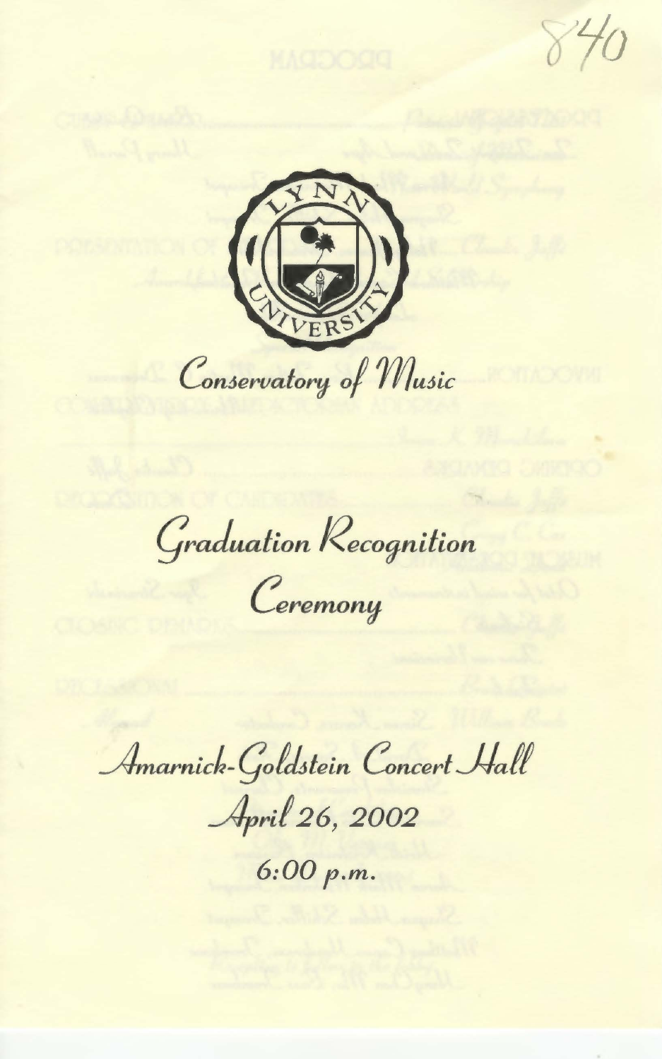840

LYNN UNIVERSITY

*Conservatory of Music*

# *Graduation Recognition Ceremony*

*Amarnick-Goldstein Concert Hall*

*April 26, 2002*

*6:00 p.m.*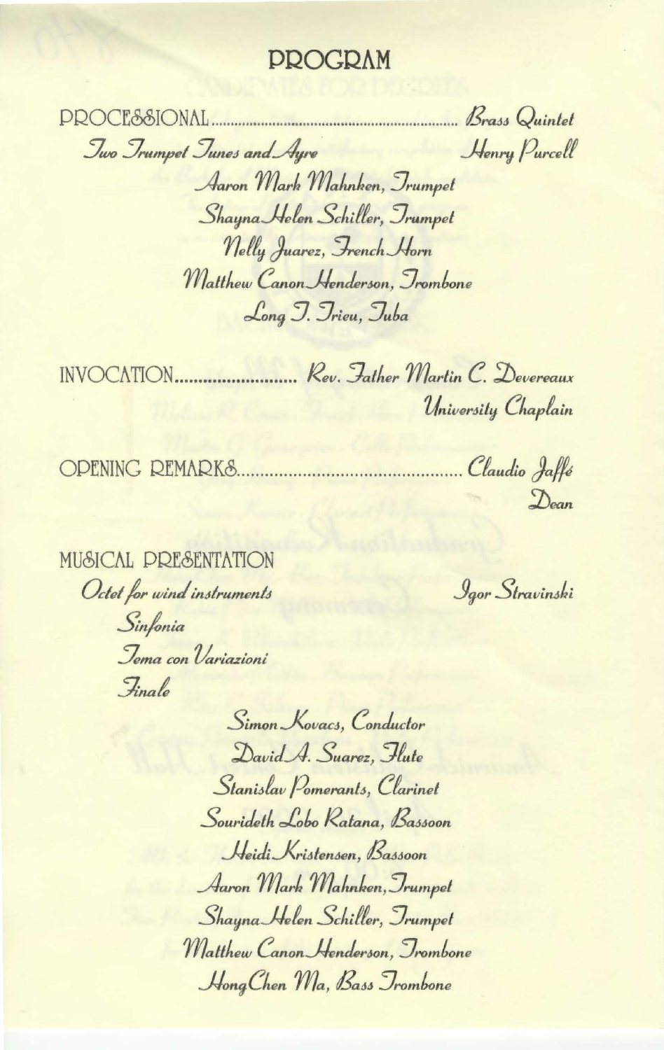# PROGRAM

PROCESSIONAL.............................................................. *Brass Quintet*

*Two Trumpet Tunes and Ayre* — *Henry Purcell*

*Aaron Mark Mahnken, Trumpet*
*Shayna Helen Schiller, Trumpet*
*Nelly Juarez, French Horn*
*Matthew Canon Henderson, Trombone*
*Long T. Trieu, Tuba*

INVOCATION......................... *Rev. Father Martin C. Devereaux*
*University Chaplain*

OPENING REMARKS............................................. *Claudio Jaffé*
*Dean*

MUSICAL PRESENTATION

*Octet for wind instruments* — *Igor Stravinski*

*Sinfonia*
*Tema con Variazioni*
*Finale*

*Simon Kovacs, Conductor*
*David A. Suarez, Flute*
*Stanislav Pomerants, Clarinet*
*Sourideth Lobo Ratana, Bassoon*
*Heidi Kristensen, Bassoon*
*Aaron Mark Mahnken, Trumpet*
*Shayna Helen Schiller, Trumpet*
*Matthew Canon Henderson, Trombone*
*HongChen Ma, Bass Trombone*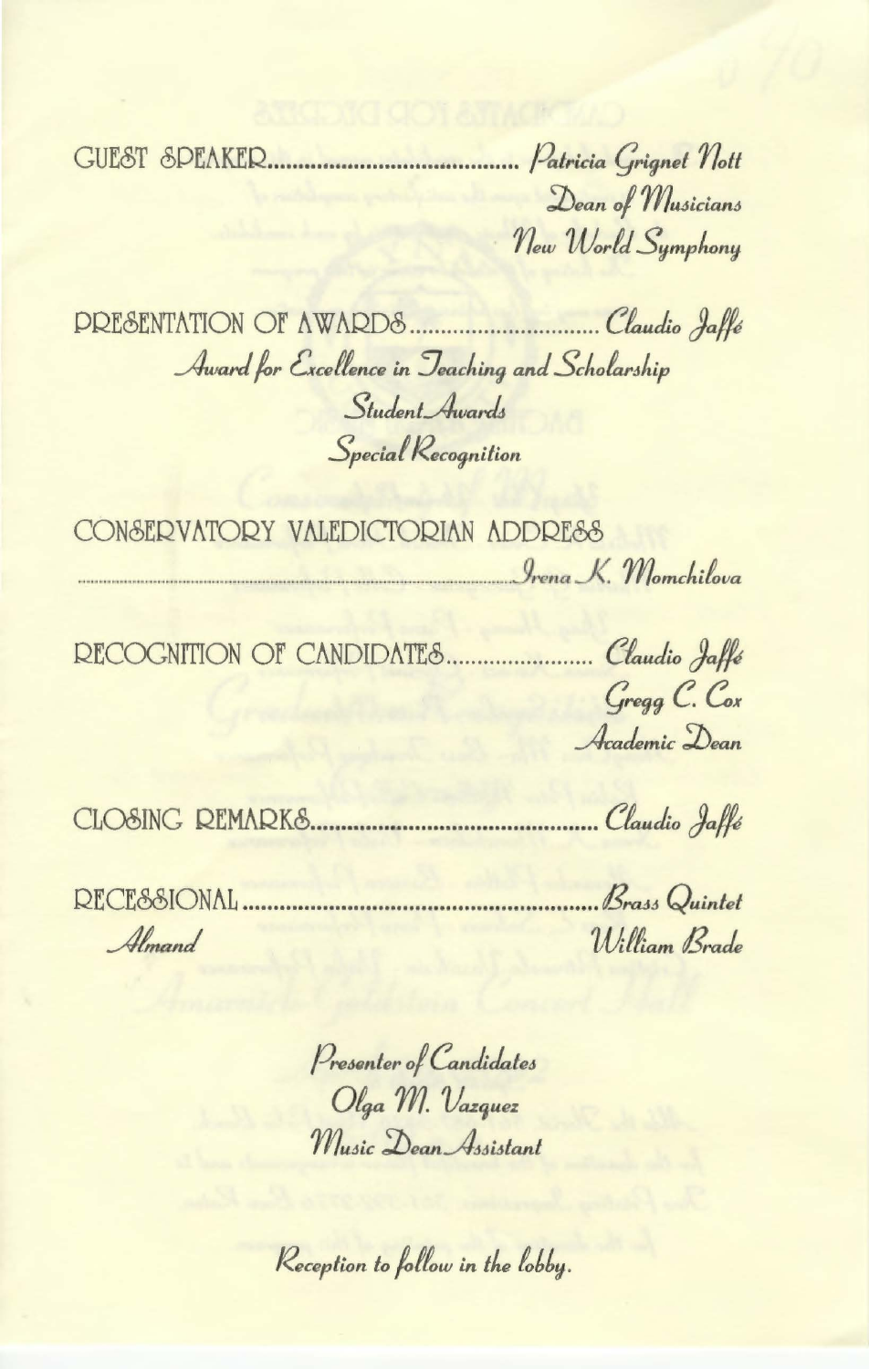GUEST SPEAKER........................................ *Patricia Grignet Nott*
*Dean of Musicians*
*New World Symphony*

PRESENTATION OF AWARDS.............................. *Claudio Jaffé*
*Award for Excellence in Teaching and Scholarship*
*Student Awards*
*Special Recognition*

CONSERVATORY VALEDICTORIAN ADDRESS
........................................................................ *Irena K. Momchilova*

RECOGNITION OF CANDIDATES....................... *Claudio Jaffé*
*Gregg C. Cox*
*Academic Dean*

CLOSING REMARKS.............................................. *Claudio Jaffé*

RECESSIONAL........................................................ *Brass Quintet*
*Almand* *William Brade*

*Presenter of Candidates*
*Olga M. Vazquez*
*Music Dean Assistant*

*Reception to follow in the lobby.*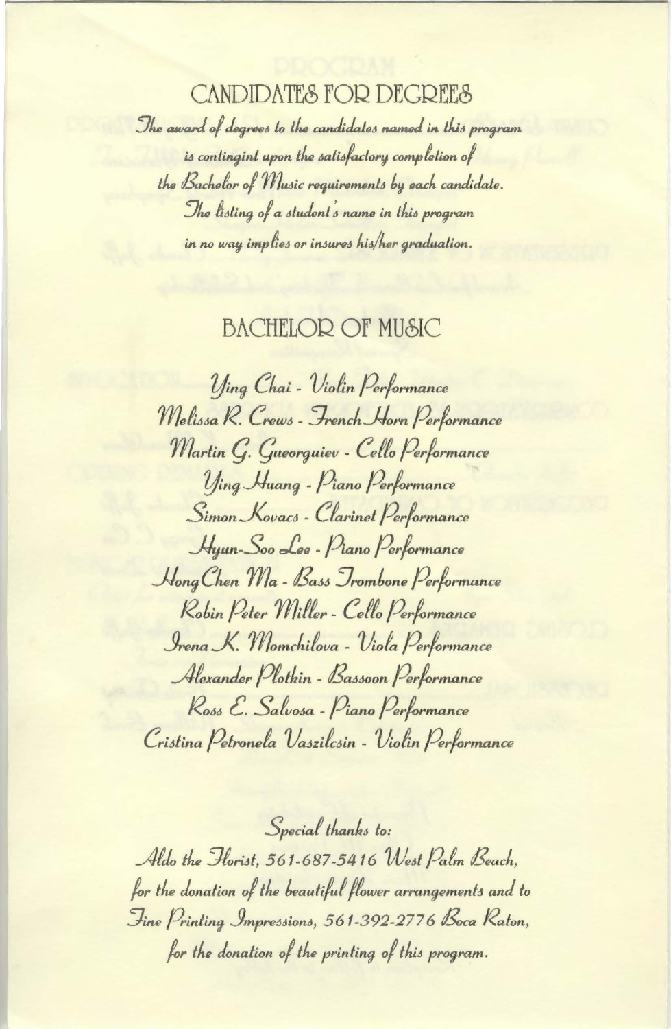## CANDIDATES FOR DEGREES

*The award of degrees to the candidates named in this program is contingint upon the satisfactory completion of the Bachelor of Music requirements by each candidate. The listing of a student's name in this program in no way implies or insures his/her graduation.*

## BACHELOR OF MUSIC

Ying Chai - Violin Performance
Melissa R. Crews - French Horn Performance
Martin G. Gueorguiev - Cello Performance
Ying Huang - Piano Performance
Simon Kovacs - Clarinet Performance
Hyun-Soo Lee - Piano Performance
HongChen Ma - Bass Trombone Performance
Robin Peter Miller - Cello Performance
Irena K. Momchilova - Viola Performance
Alexander Plotkin - Bassoon Performance
Ross E. Salvosa - Piano Performance
Cristina Petronela Vaszilcsin - Violin Performance

*Special thanks to:*

*Aldo the Florist, 561-687-5416 West Palm Beach, for the donation of the beautiful flower arrangements and to Fine Printing Impressions, 561-392-2776 Boca Raton, for the donation of the printing of this program.*